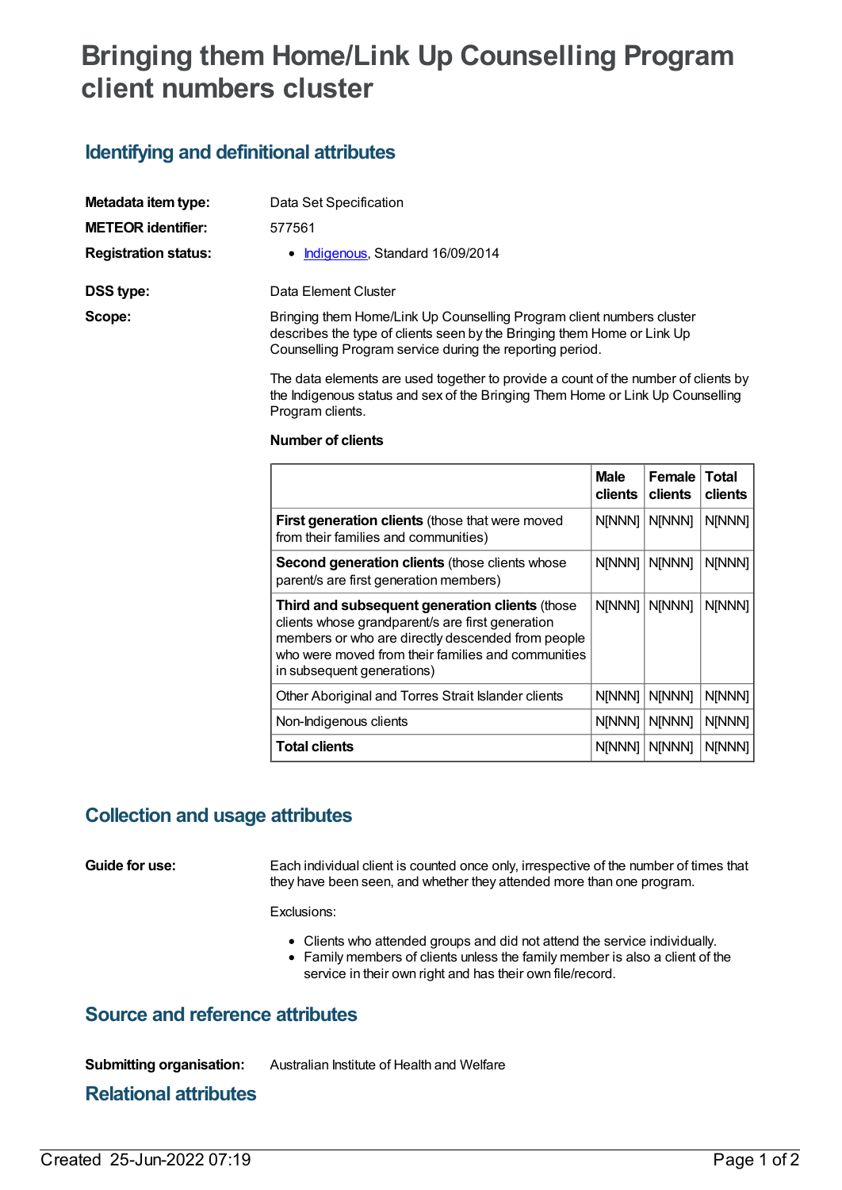# Bringing them Home/Link Up Counselling Program client numbers cluster

## Identifying and definitional attributes

**Metadata item type:** Data Set Specification

**METEOR identifier:** 577561

**Registration status:**
- Indigenous, Standard 16/09/2014

**DSS type:** Data Element Cluster

**Scope:** Bringing them Home/Link Up Counselling Program client numbers cluster describes the type of clients seen by the Bringing them Home or Link Up Counselling Program service during the reporting period.

The data elements are used together to provide a count of the number of clients by the Indigenous status and sex of the Bringing Them Home or Link Up Counselling Program clients.

**Number of clients**

| | **Male clients** | **Female clients** | **Total clients** |
|---|---|---|---|
| **First generation clients** (those that were moved from their families and communities) | N[NNN] | N[NNN] | N[NNN] |
| **Second generation clients** (those clients whose parent/s are first generation members) | N[NNN] | N[NNN] | N[NNN] |
| **Third and subsequent generation clients** (those clients whose grandparent/s are first generation members or who are directly descended from people who were moved from their families and communities in subsequent generations) | N[NNN] | N[NNN] | N[NNN] |
| Other Aboriginal and Torres Strait Islander clients | N[NNN] | N[NNN] | N[NNN] |
| Non-Indigenous clients | N[NNN] | N[NNN] | N[NNN] |
| **Total clients** | N[NNN] | N[NNN] | N[NNN] |

## Collection and usage attributes

**Guide for use:** Each individual client is counted once only, irrespective of the number of times that they have been seen, and whether they attended more than one program.

Exclusions:

- Clients who attended groups and did not attend the service individually.
- Family members of clients unless the family member is also a client of the service in their own right and has their own file/record.

## Source and reference attributes

**Submitting organisation:** Australian Institute of Health and Welfare

## Relational attributes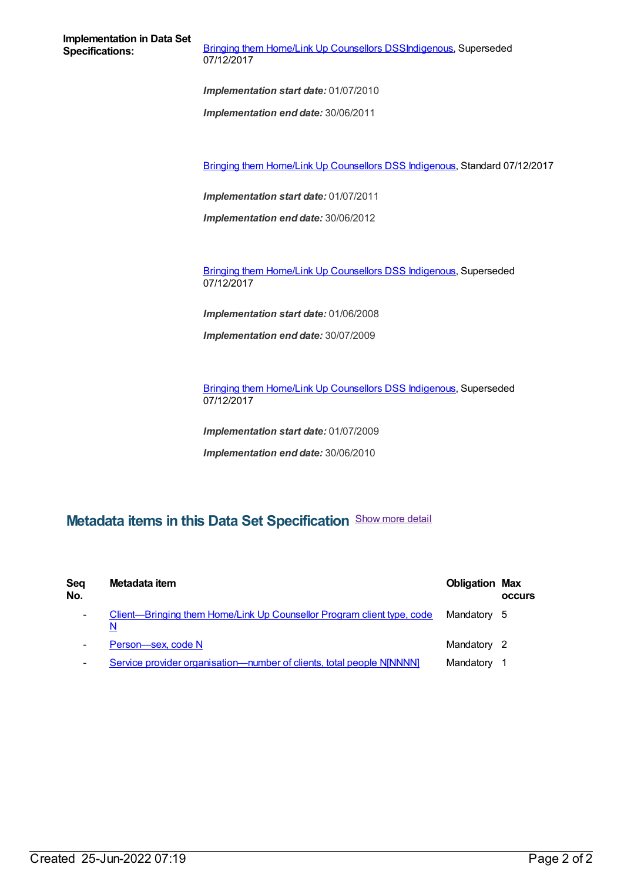**Implementation in Data Set Specifications:**

Bringing them Home/Link Up Counsellors DSSIndigenous, Superseded 07/12/2017

***Implementation start date:*** 01/07/2010

***Implementation end date:*** 30/06/2011

Bringing them Home/Link Up Counsellors DSS Indigenous, Standard 07/12/2017

***Implementation start date:*** 01/07/2011

***Implementation end date:*** 30/06/2012

Bringing them Home/Link Up Counsellors DSS Indigenous, Superseded 07/12/2017

***Implementation start date:*** 01/06/2008

***Implementation end date:*** 30/07/2009

Bringing them Home/Link Up Counsellors DSS Indigenous, Superseded 07/12/2017

***Implementation start date:*** 01/07/2009

***Implementation end date:*** 30/06/2010

## Metadata items in this Data Set Specification

Show more detail

| Seq No. | Metadata item | Obligation | Max occurs |
| --- | --- | --- | --- |
| - | Client—Bringing them Home/Link Up Counsellor Program client type, code N | Mandatory | 5 |
| - | Person—sex, code N | Mandatory | 2 |
| - | Service provider organisation—number of clients, total people N[NNNN] | Mandatory | 1 |